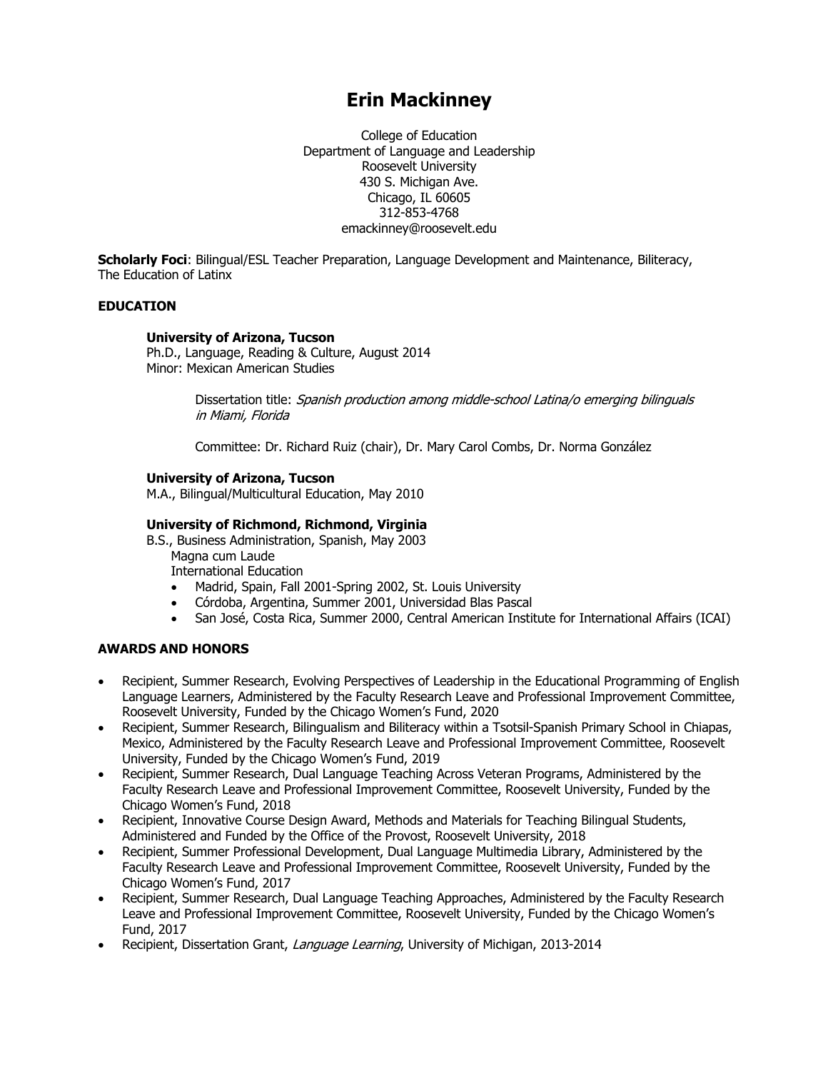# Erin Mackinney

College of Education
Department of Language and Leadership
Roosevelt University
430 S. Michigan Ave.
Chicago, IL 60605
312-853-4768
emackinney@roosevelt.edu

**Scholarly Foci**: Bilingual/ESL Teacher Preparation, Language Development and Maintenance, Biliteracy, The Education of Latinx

## EDUCATION

**University of Arizona, Tucson**
Ph.D., Language, Reading & Culture, August 2014
Minor: Mexican American Studies

Dissertation title: *Spanish production among middle-school Latina/o emerging bilinguals in Miami, Florida*

Committee: Dr. Richard Ruiz (chair), Dr. Mary Carol Combs, Dr. Norma González

**University of Arizona, Tucson**
M.A., Bilingual/Multicultural Education, May 2010

**University of Richmond, Richmond, Virginia**
B.S., Business Administration, Spanish, May 2003
Magna cum Laude
International Education

- Madrid, Spain, Fall 2001-Spring 2002, St. Louis University
- Córdoba, Argentina, Summer 2001, Universidad Blas Pascal
- San José, Costa Rica, Summer 2000, Central American Institute for International Affairs (ICAI)

## AWARDS AND HONORS

- Recipient, Summer Research, Evolving Perspectives of Leadership in the Educational Programming of English Language Learners, Administered by the Faculty Research Leave and Professional Improvement Committee, Roosevelt University, Funded by the Chicago Women's Fund, 2020
- Recipient, Summer Research, Bilingualism and Biliteracy within a Tsotsil-Spanish Primary School in Chiapas, Mexico, Administered by the Faculty Research Leave and Professional Improvement Committee, Roosevelt University, Funded by the Chicago Women's Fund, 2019
- Recipient, Summer Research, Dual Language Teaching Across Veteran Programs, Administered by the Faculty Research Leave and Professional Improvement Committee, Roosevelt University, Funded by the Chicago Women's Fund, 2018
- Recipient, Innovative Course Design Award, Methods and Materials for Teaching Bilingual Students, Administered and Funded by the Office of the Provost, Roosevelt University, 2018
- Recipient, Summer Professional Development, Dual Language Multimedia Library, Administered by the Faculty Research Leave and Professional Improvement Committee, Roosevelt University, Funded by the Chicago Women's Fund, 2017
- Recipient, Summer Research, Dual Language Teaching Approaches, Administered by the Faculty Research Leave and Professional Improvement Committee, Roosevelt University, Funded by the Chicago Women's Fund, 2017
- Recipient, Dissertation Grant, *Language Learning*, University of Michigan, 2013-2014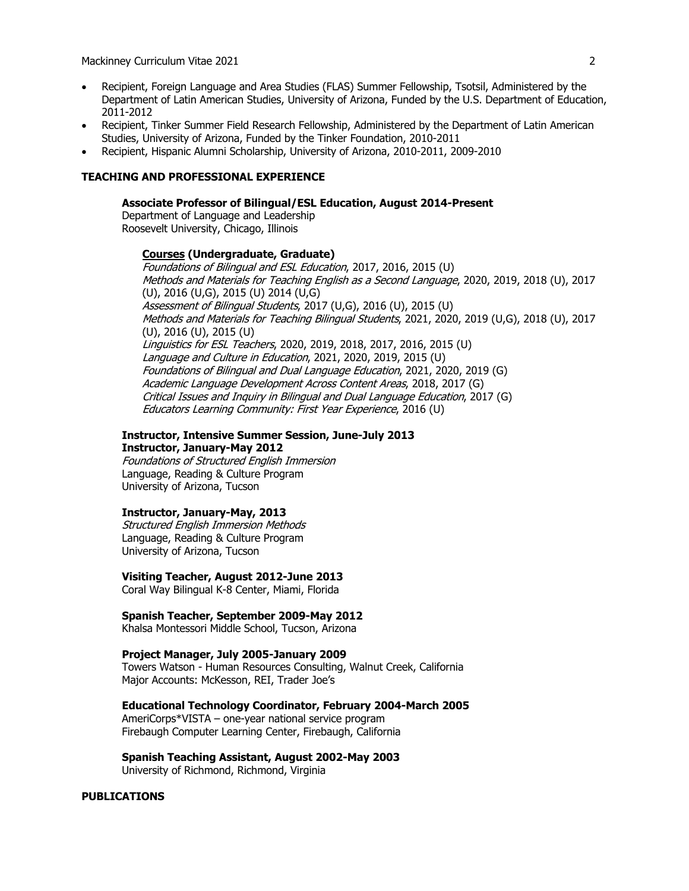- Recipient, Foreign Language and Area Studies (FLAS) Summer Fellowship, Tsotsil, Administered by the Department of Latin American Studies, University of Arizona, Funded by the U.S. Department of Education, 2011-2012
- Recipient, Tinker Summer Field Research Fellowship, Administered by the Department of Latin American Studies, University of Arizona, Funded by the Tinker Foundation, 2010-2011
- Recipient, Hispanic Alumni Scholarship, University of Arizona, 2010-2011, 2009-2010

## TEACHING AND PROFESSIONAL EXPERIENCE

**Associate Professor of Bilingual/ESL Education, August 2014-Present**
Department of Language and Leadership
Roosevelt University, Chicago, Illinois

**Courses (Undergraduate, Graduate)**
*Foundations of Bilingual and ESL Education*, 2017, 2016, 2015 (U)
*Methods and Materials for Teaching English as a Second Language*, 2020, 2019, 2018 (U), 2017 (U), 2016 (U,G), 2015 (U) 2014 (U,G)
*Assessment of Bilingual Students*, 2017 (U,G), 2016 (U), 2015 (U)
*Methods and Materials for Teaching Bilingual Students*, 2021, 2020, 2019 (U,G), 2018 (U), 2017 (U), 2016 (U), 2015 (U)
*Linguistics for ESL Teachers*, 2020, 2019, 2018, 2017, 2016, 2015 (U)
*Language and Culture in Education*, 2021, 2020, 2019, 2015 (U)
*Foundations of Bilingual and Dual Language Education*, 2021, 2020, 2019 (G)
*Academic Language Development Across Content Areas*, 2018, 2017 (G)
*Critical Issues and Inquiry in Bilingual and Dual Language Education*, 2017 (G)
*Educators Learning Community: First Year Experience*, 2016 (U)

**Instructor, Intensive Summer Session, June-July 2013**
**Instructor, January-May 2012**
*Foundations of Structured English Immersion*
Language, Reading & Culture Program
University of Arizona, Tucson

**Instructor, January-May, 2013**
*Structured English Immersion Methods*
Language, Reading & Culture Program
University of Arizona, Tucson

**Visiting Teacher, August 2012-June 2013**
Coral Way Bilingual K-8 Center, Miami, Florida

**Spanish Teacher, September 2009-May 2012**
Khalsa Montessori Middle School, Tucson, Arizona

**Project Manager, July 2005-January 2009**
Towers Watson - Human Resources Consulting, Walnut Creek, California
Major Accounts: McKesson, REI, Trader Joe's

**Educational Technology Coordinator, February 2004-March 2005**
AmeriCorps*VISTA – one-year national service program
Firebaugh Computer Learning Center, Firebaugh, California

**Spanish Teaching Assistant, August 2002-May 2003**
University of Richmond, Richmond, Virginia

## PUBLICATIONS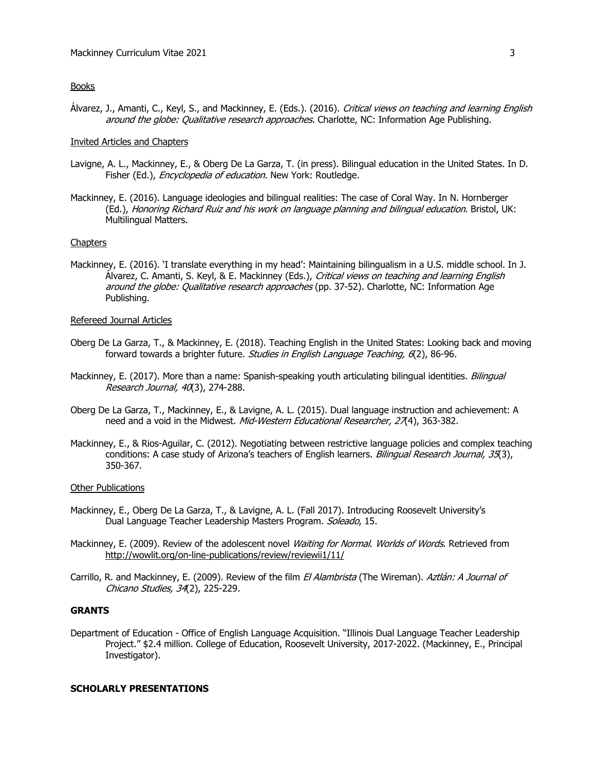Books

Álvarez, J., Amanti, C., Keyl, S., and Mackinney, E. (Eds.). (2016). *Critical views on teaching and learning English around the globe: Qualitative research approaches.* Charlotte, NC: Information Age Publishing.

Invited Articles and Chapters

Lavigne, A. L., Mackinney, E., & Oberg De La Garza, T. (in press). Bilingual education in the United States. In D. Fisher (Ed.), *Encyclopedia of education*. New York: Routledge.

Mackinney, E. (2016). Language ideologies and bilingual realities: The case of Coral Way. In N. Hornberger (Ed.), *Honoring Richard Ruiz and his work on language planning and bilingual education*. Bristol, UK: Multilingual Matters.

Chapters

Mackinney, E. (2016). 'I translate everything in my head': Maintaining bilingualism in a U.S. middle school. In J. Álvarez, C. Amanti, S. Keyl, & E. Mackinney (Eds.), *Critical views on teaching and learning English around the globe: Qualitative research approaches* (pp. 37-52). Charlotte, NC: Information Age Publishing.

Refereed Journal Articles

Oberg De La Garza, T., & Mackinney, E. (2018). Teaching English in the United States: Looking back and moving forward towards a brighter future. *Studies in English Language Teaching, 6*(2), 86-96.

Mackinney, E. (2017). More than a name: Spanish-speaking youth articulating bilingual identities. *Bilingual Research Journal, 40*(3), 274-288.

Oberg De La Garza, T., Mackinney, E., & Lavigne, A. L. (2015). Dual language instruction and achievement: A need and a void in the Midwest. *Mid-Western Educational Researcher, 27*(4), 363-382.

Mackinney, E., & Rios-Aguilar, C. (2012). Negotiating between restrictive language policies and complex teaching conditions: A case study of Arizona's teachers of English learners. *Bilingual Research Journal, 35*(3), 350-367.

Other Publications

Mackinney, E., Oberg De La Garza, T., & Lavigne, A. L. (Fall 2017). Introducing Roosevelt University's Dual Language Teacher Leadership Masters Program. *Soleado*, 15.

Mackinney, E. (2009). Review of the adolescent novel *Waiting for Normal*. *Worlds of Words*. Retrieved from http://wowlit.org/on-line-publications/review/reviewii1/11/

Carrillo, R. and Mackinney, E. (2009). Review of the film *El Alambrista* (The Wireman). *Aztlán: A Journal of Chicano Studies, 34*(2), 225-229.

**GRANTS**

Department of Education - Office of English Language Acquisition. "Illinois Dual Language Teacher Leadership Project." $2.4 million. College of Education, Roosevelt University, 2017-2022. (Mackinney, E., Principal Investigator).

**SCHOLARLY PRESENTATIONS**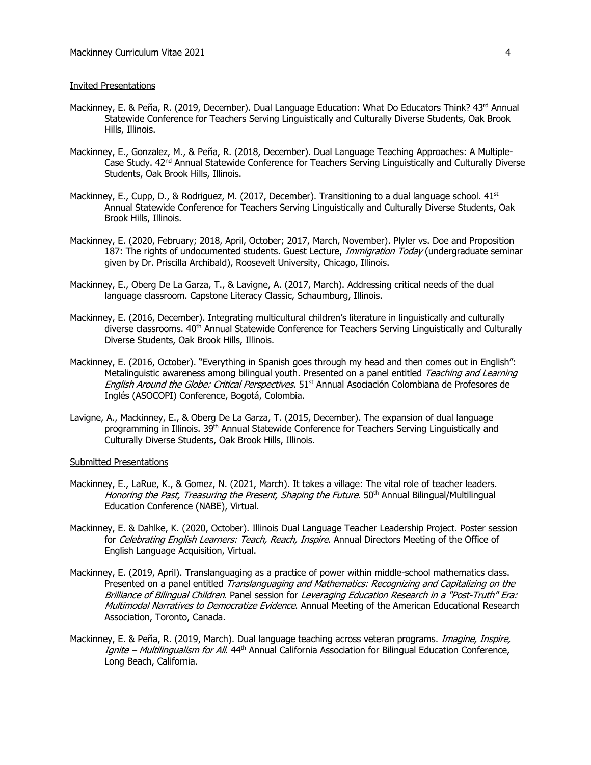Invited Presentations

Mackinney, E. & Peña, R. (2019, December). Dual Language Education: What Do Educators Think? 43rd Annual Statewide Conference for Teachers Serving Linguistically and Culturally Diverse Students, Oak Brook Hills, Illinois.

Mackinney, E., Gonzalez, M., & Peña, R. (2018, December). Dual Language Teaching Approaches: A Multiple-Case Study. 42nd Annual Statewide Conference for Teachers Serving Linguistically and Culturally Diverse Students, Oak Brook Hills, Illinois.

Mackinney, E., Cupp, D., & Rodriguez, M. (2017, December). Transitioning to a dual language school. 41st Annual Statewide Conference for Teachers Serving Linguistically and Culturally Diverse Students, Oak Brook Hills, Illinois.

Mackinney, E. (2020, February; 2018, April, October; 2017, March, November). Plyler vs. Doe and Proposition 187: The rights of undocumented students. Guest Lecture, *Immigration Today* (undergraduate seminar given by Dr. Priscilla Archibald), Roosevelt University, Chicago, Illinois.

Mackinney, E., Oberg De La Garza, T., & Lavigne, A. (2017, March). Addressing critical needs of the dual language classroom. Capstone Literacy Classic, Schaumburg, Illinois.

Mackinney, E. (2016, December). Integrating multicultural children's literature in linguistically and culturally diverse classrooms. 40th Annual Statewide Conference for Teachers Serving Linguistically and Culturally Diverse Students, Oak Brook Hills, Illinois.

Mackinney, E. (2016, October). "Everything in Spanish goes through my head and then comes out in English": Metalinguistic awareness among bilingual youth. Presented on a panel entitled *Teaching and Learning English Around the Globe: Critical Perspectives*. 51st Annual Asociación Colombiana de Profesores de Inglés (ASOCOPI) Conference, Bogotá, Colombia.

Lavigne, A., Mackinney, E., & Oberg De La Garza, T. (2015, December). The expansion of dual language programming in Illinois. 39th Annual Statewide Conference for Teachers Serving Linguistically and Culturally Diverse Students, Oak Brook Hills, Illinois.

Submitted Presentations

Mackinney, E., LaRue, K., & Gomez, N. (2021, March). It takes a village: The vital role of teacher leaders. *Honoring the Past, Treasuring the Present, Shaping the Future*. 50th Annual Bilingual/Multilingual Education Conference (NABE), Virtual.

Mackinney, E. & Dahlke, K. (2020, October). Illinois Dual Language Teacher Leadership Project. Poster session for *Celebrating English Learners: Teach, Reach, Inspire*. Annual Directors Meeting of the Office of English Language Acquisition, Virtual.

Mackinney, E. (2019, April). Translanguaging as a practice of power within middle-school mathematics class. Presented on a panel entitled *Translanguaging and Mathematics: Recognizing and Capitalizing on the Brilliance of Bilingual Children*. Panel session for *Leveraging Education Research in a "Post-Truth" Era: Multimodal Narratives to Democratize Evidence*. Annual Meeting of the American Educational Research Association, Toronto, Canada.

Mackinney, E. & Peña, R. (2019, March). Dual language teaching across veteran programs. *Imagine, Inspire, Ignite – Multilingualism for All*. 44th Annual California Association for Bilingual Education Conference, Long Beach, California.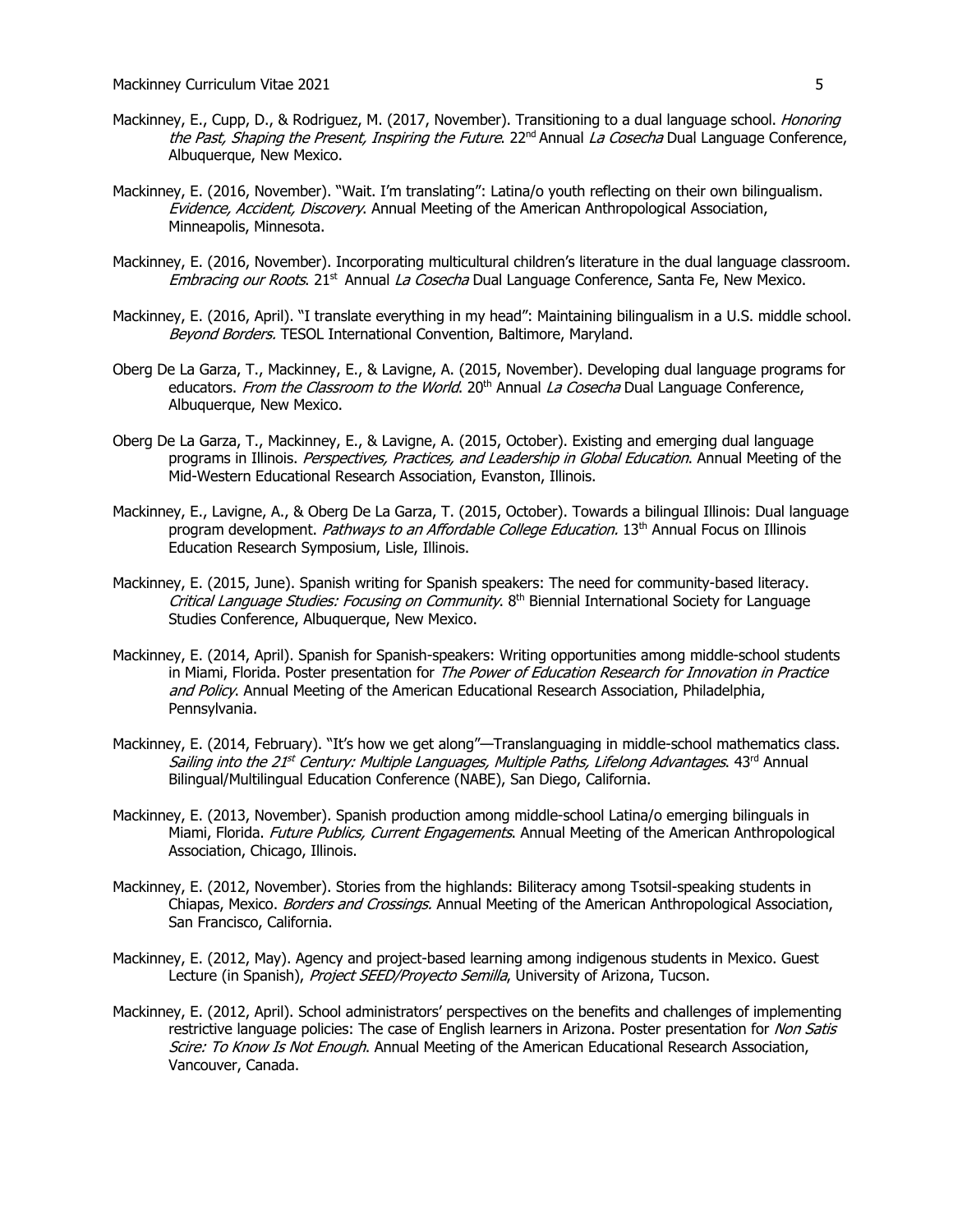Mackinney, E., Cupp, D., & Rodriguez, M. (2017, November). Transitioning to a dual language school. *Honoring the Past, Shaping the Present, Inspiring the Future*. 22nd Annual *La Cosecha* Dual Language Conference, Albuquerque, New Mexico.

Mackinney, E. (2016, November). "Wait. I'm translating": Latina/o youth reflecting on their own bilingualism. *Evidence, Accident, Discovery*. Annual Meeting of the American Anthropological Association, Minneapolis, Minnesota.

Mackinney, E. (2016, November). Incorporating multicultural children's literature in the dual language classroom. *Embracing our Roots*. 21st Annual *La Cosecha* Dual Language Conference, Santa Fe, New Mexico.

Mackinney, E. (2016, April). "I translate everything in my head": Maintaining bilingualism in a U.S. middle school. *Beyond Borders.* TESOL International Convention, Baltimore, Maryland.

Oberg De La Garza, T., Mackinney, E., & Lavigne, A. (2015, November). Developing dual language programs for educators. *From the Classroom to the World*. 20th Annual *La Cosecha* Dual Language Conference, Albuquerque, New Mexico.

Oberg De La Garza, T., Mackinney, E., & Lavigne, A. (2015, October). Existing and emerging dual language programs in Illinois. *Perspectives, Practices, and Leadership in Global Education*. Annual Meeting of the Mid-Western Educational Research Association, Evanston, Illinois.

Mackinney, E., Lavigne, A., & Oberg De La Garza, T. (2015, October). Towards a bilingual Illinois: Dual language program development. *Pathways to an Affordable College Education.* 13th Annual Focus on Illinois Education Research Symposium, Lisle, Illinois.

Mackinney, E. (2015, June). Spanish writing for Spanish speakers: The need for community-based literacy. *Critical Language Studies: Focusing on Community*. 8th Biennial International Society for Language Studies Conference, Albuquerque, New Mexico.

Mackinney, E. (2014, April). Spanish for Spanish-speakers: Writing opportunities among middle-school students in Miami, Florida. Poster presentation for *The Power of Education Research for Innovation in Practice and Policy*. Annual Meeting of the American Educational Research Association, Philadelphia, Pennsylvania.

Mackinney, E. (2014, February). "It's how we get along"—Translanguaging in middle-school mathematics class. *Sailing into the 21st Century: Multiple Languages, Multiple Paths, Lifelong Advantages*. 43rd Annual Bilingual/Multilingual Education Conference (NABE), San Diego, California.

Mackinney, E. (2013, November). Spanish production among middle-school Latina/o emerging bilinguals in Miami, Florida. *Future Publics, Current Engagements*. Annual Meeting of the American Anthropological Association, Chicago, Illinois.

Mackinney, E. (2012, November). Stories from the highlands: Biliteracy among Tsotsil-speaking students in Chiapas, Mexico. *Borders and Crossings.* Annual Meeting of the American Anthropological Association, San Francisco, California.

Mackinney, E. (2012, May). Agency and project-based learning among indigenous students in Mexico. Guest Lecture (in Spanish), *Project SEED/Proyecto Semilla*, University of Arizona, Tucson.

Mackinney, E. (2012, April). School administrators' perspectives on the benefits and challenges of implementing restrictive language policies: The case of English learners in Arizona. Poster presentation for *Non Satis Scire: To Know Is Not Enough*. Annual Meeting of the American Educational Research Association, Vancouver, Canada.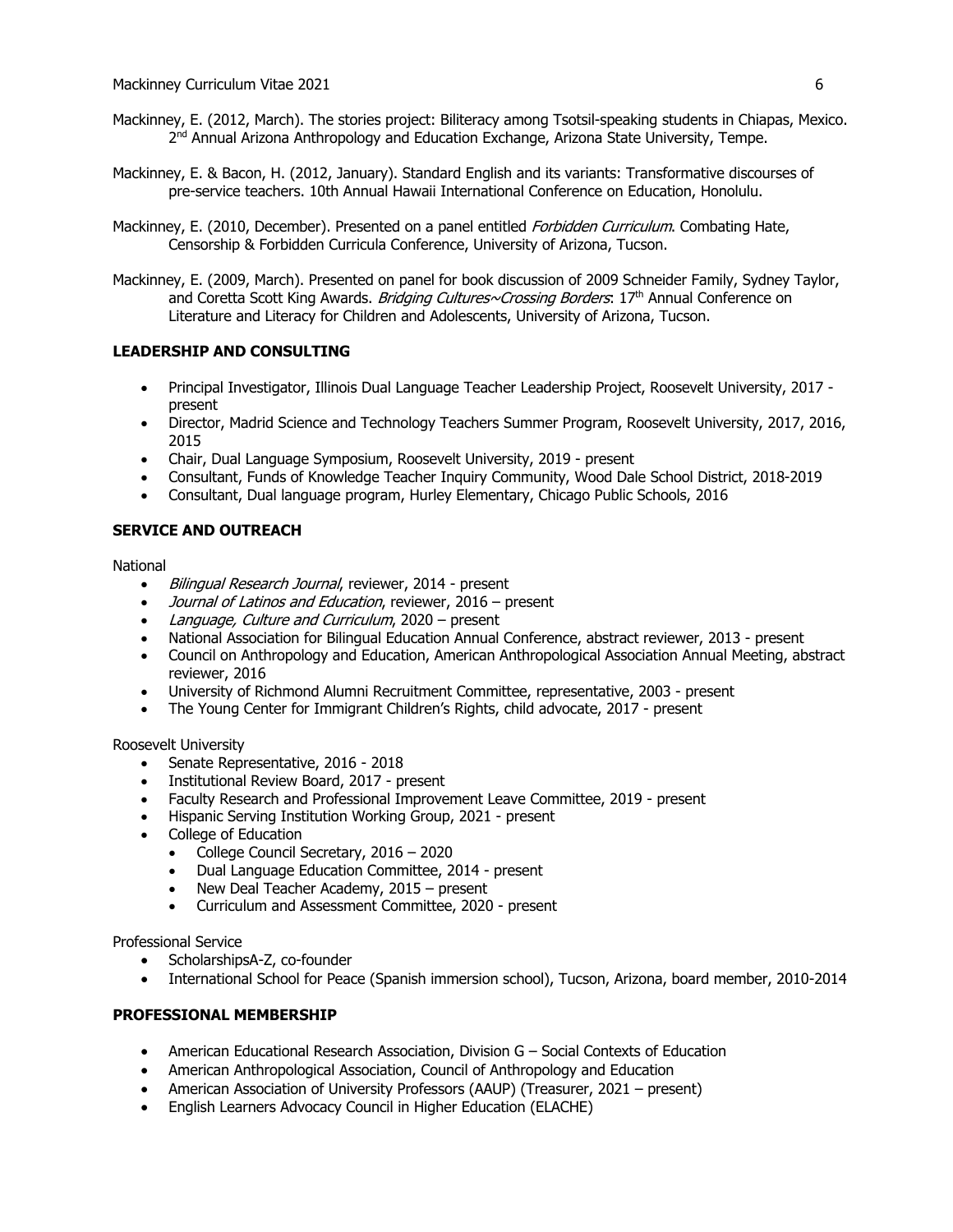Mackinney, E. (2012, March). The stories project: Biliteracy among Tsotsil-speaking students in Chiapas, Mexico. 2nd Annual Arizona Anthropology and Education Exchange, Arizona State University, Tempe.

Mackinney, E. & Bacon, H. (2012, January). Standard English and its variants: Transformative discourses of pre-service teachers. 10th Annual Hawaii International Conference on Education, Honolulu.

Mackinney, E. (2010, December). Presented on a panel entitled *Forbidden Curriculum*. Combating Hate, Censorship & Forbidden Curricula Conference, University of Arizona, Tucson.

Mackinney, E. (2009, March). Presented on panel for book discussion of 2009 Schneider Family, Sydney Taylor, and Coretta Scott King Awards. *Bridging Cultures~Crossing Borders*: 17th Annual Conference on Literature and Literacy for Children and Adolescents, University of Arizona, Tucson.

## LEADERSHIP AND CONSULTING

- Principal Investigator, Illinois Dual Language Teacher Leadership Project, Roosevelt University, 2017 - present
- Director, Madrid Science and Technology Teachers Summer Program, Roosevelt University, 2017, 2016, 2015
- Chair, Dual Language Symposium, Roosevelt University, 2019 - present
- Consultant, Funds of Knowledge Teacher Inquiry Community, Wood Dale School District, 2018-2019
- Consultant, Dual language program, Hurley Elementary, Chicago Public Schools, 2016

## SERVICE AND OUTREACH

National

- *Bilingual Research Journal*, reviewer, 2014 - present
- *Journal of Latinos and Education*, reviewer, 2016 – present
- *Language, Culture and Curriculum*, 2020 – present
- National Association for Bilingual Education Annual Conference, abstract reviewer, 2013 - present
- Council on Anthropology and Education, American Anthropological Association Annual Meeting, abstract reviewer, 2016
- University of Richmond Alumni Recruitment Committee, representative, 2003 - present
- The Young Center for Immigrant Children's Rights, child advocate, 2017 - present

Roosevelt University

- Senate Representative, 2016 - 2018
- Institutional Review Board, 2017 - present
- Faculty Research and Professional Improvement Leave Committee, 2019 - present
- Hispanic Serving Institution Working Group, 2021 - present
- College of Education
  - College Council Secretary, 2016 – 2020
  - Dual Language Education Committee, 2014 - present
  - New Deal Teacher Academy, 2015 – present
  - Curriculum and Assessment Committee, 2020 - present

Professional Service

- ScholarshipsA-Z, co-founder
- International School for Peace (Spanish immersion school), Tucson, Arizona, board member, 2010-2014

## PROFESSIONAL MEMBERSHIP

- American Educational Research Association, Division G – Social Contexts of Education
- American Anthropological Association, Council of Anthropology and Education
- American Association of University Professors (AAUP) (Treasurer, 2021 – present)
- English Learners Advocacy Council in Higher Education (ELACHE)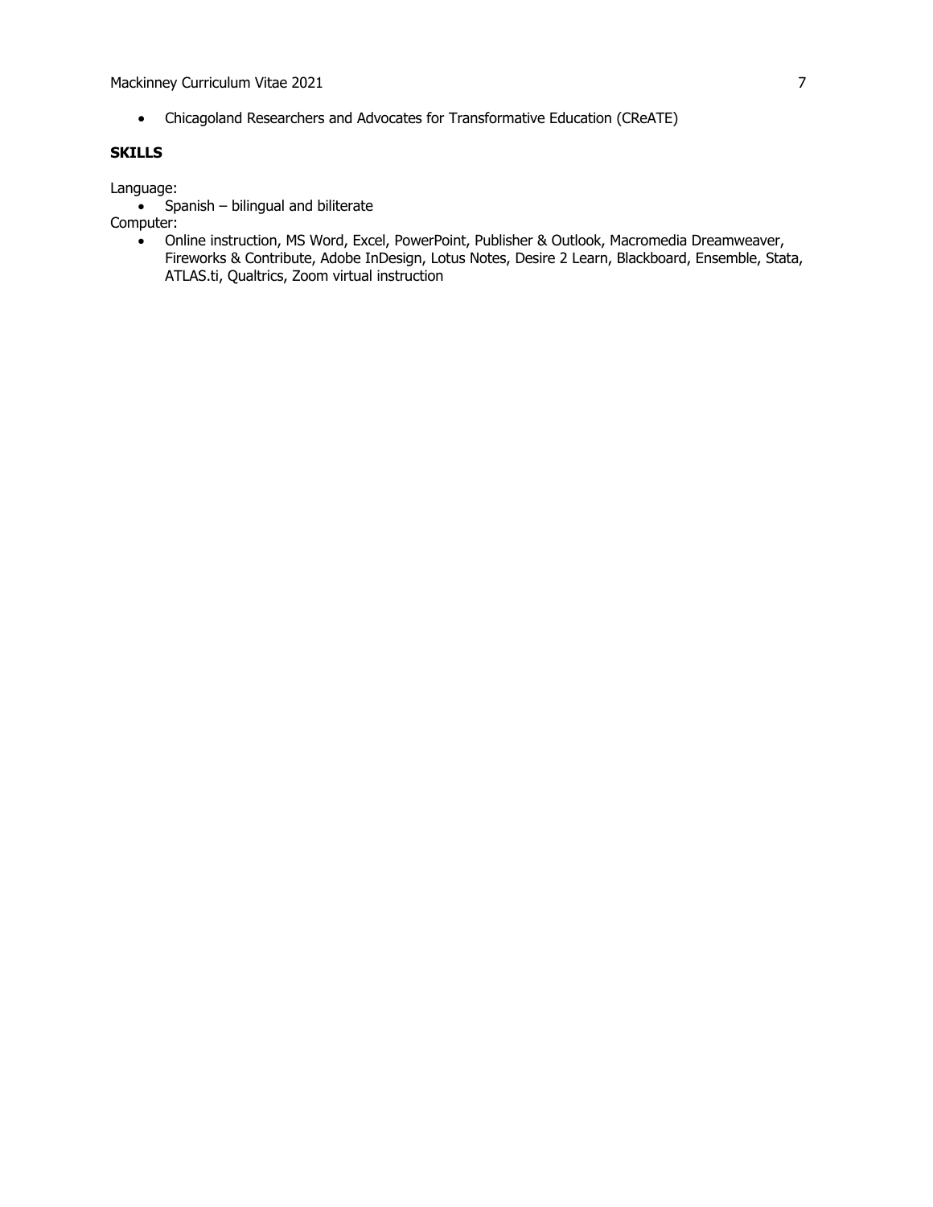- Chicagoland Researchers and Advocates for Transformative Education (CReATE)

**SKILLS**

Language:

- Spanish – bilingual and biliterate

Computer:

- Online instruction, MS Word, Excel, PowerPoint, Publisher & Outlook, Macromedia Dreamweaver, Fireworks & Contribute, Adobe InDesign, Lotus Notes, Desire 2 Learn, Blackboard, Ensemble, Stata, ATLAS.ti, Qualtrics, Zoom virtual instruction